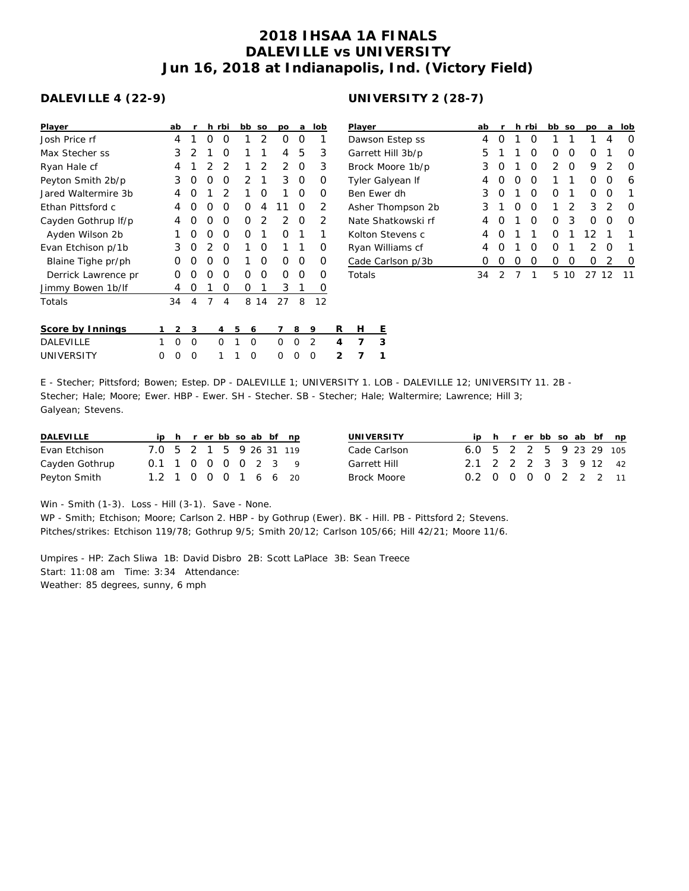# 2018 IHSAA 1A FINALS
# DALEVILLE vs UNIVERSITY
## Jun 16, 2018 at Indianapolis, Ind. (Victory Field)

### DALEVILLE 4 (22-9)

| Player | ab | r | h | rbi | bb | so | po | a | lob |
|---|---|---|---|---|---|---|---|---|---|
| Josh Price rf | 4 | 1 | 0 | 0 | 1 | 2 | 0 | 0 | 1 |
| Max Stecher ss | 3 | 2 | 1 | 0 | 1 | 1 | 4 | 5 | 3 |
| Ryan Hale cf | 4 | 1 | 2 | 2 | 1 | 2 | 2 | 0 | 3 |
| Peyton Smith 2b/p | 3 | 0 | 0 | 0 | 2 | 1 | 3 | 0 | 0 |
| Jared Waltermire 3b | 4 | 0 | 1 | 2 | 1 | 0 | 1 | 0 | 0 |
| Ethan Pittsford c | 4 | 0 | 0 | 0 | 0 | 4 | 11 | 0 | 2 |
| Cayden Gothrup lf/p | 4 | 0 | 0 | 0 | 0 | 2 | 2 | 0 | 2 |
| Ayden Wilson 2b | 1 | 0 | 0 | 0 | 0 | 1 | 0 | 1 | 1 |
| Evan Etchison p/1b | 3 | 0 | 2 | 0 | 1 | 0 | 1 | 1 | 0 |
| Blaine Tighe pr/ph | 0 | 0 | 0 | 0 | 1 | 0 | 0 | 0 | 0 |
| Derrick Lawrence pr | 0 | 0 | 0 | 0 | 0 | 0 | 0 | 0 | 0 |
| Jimmy Bowen 1b/lf | 4 | 0 | 1 | 0 | 0 | 1 | 3 | 1 | 0 |
| Totals | 34 | 4 | 7 | 4 | 8 | 14 | 27 | 8 | 12 |

### UNIVERSITY 2 (28-7)

| Player | ab | r | h | rbi | bb | so | po | a | lob |
|---|---|---|---|---|---|---|---|---|---|
| Dawson Estep ss | 4 | 0 | 1 | 0 | 1 | 1 | 1 | 4 | 0 |
| Garrett Hill 3b/p | 5 | 1 | 1 | 0 | 0 | 0 | 0 | 1 | 0 |
| Brock Moore 1b/p | 3 | 0 | 1 | 0 | 2 | 0 | 9 | 2 | 0 |
| Tyler Galyean lf | 4 | 0 | 0 | 0 | 1 | 1 | 0 | 0 | 6 |
| Ben Ewer dh | 3 | 0 | 1 | 0 | 0 | 1 | 0 | 0 | 1 |
| Asher Thompson 2b | 3 | 1 | 0 | 0 | 1 | 2 | 3 | 2 | 0 |
| Nate Shatkowski rf | 4 | 0 | 1 | 0 | 0 | 3 | 0 | 0 | 0 |
| Kolton Stevens c | 4 | 0 | 1 | 1 | 0 | 1 | 12 | 1 | 1 |
| Ryan Williams cf | 4 | 0 | 1 | 0 | 0 | 1 | 2 | 0 | 1 |
| Cade Carlson p/3b | 0 | 0 | 0 | 0 | 0 | 0 | 0 | 2 | 0 |
| Totals | 34 | 2 | 7 | 1 | 5 | 10 | 27 | 12 | 11 |

| Score by Innings | 1 | 2 | 3 | 4 | 5 | 6 | 7 | 8 | 9 | R | H | E |
|---|---|---|---|---|---|---|---|---|---|---|---|---|
| DALEVILLE | 1 | 0 | 0 | 0 | 1 | 0 | 0 | 0 | 2 | 4 | 7 | 3 |
| UNIVERSITY | 0 | 0 | 0 | 1 | 1 | 0 | 0 | 0 | 0 | 2 | 7 | 1 |

E - Stecher; Pittsford; Bowen; Estep. DP - DALEVILLE 1; UNIVERSITY 1. LOB - DALEVILLE 12; UNIVERSITY 11. 2B - Stecher; Hale; Moore; Ewer. HBP - Ewer. SH - Stecher. SB - Stecher; Hale; Waltermire; Lawrence; Hill 3; Galyean; Stevens.

| DALEVILLE | ip | h | r | er | bb | so | ab | bf | np |
|---|---|---|---|---|---|---|---|---|---|
| Evan Etchison | 7.0 | 5 | 2 | 1 | 5 | 9 | 26 | 31 | 119 |
| Cayden Gothrup | 0.1 | 1 | 0 | 0 | 0 | 0 | 2 | 3 | 9 |
| Peyton Smith | 1.2 | 1 | 0 | 0 | 0 | 1 | 6 | 6 | 20 |

| UNIVERSITY | ip | h | r | er | bb | so | ab | bf | np |
|---|---|---|---|---|---|---|---|---|---|
| Cade Carlson | 6.0 | 5 | 2 | 2 | 5 | 9 | 23 | 29 | 105 |
| Garrett Hill | 2.1 | 2 | 2 | 2 | 3 | 3 | 9 | 12 | 42 |
| Brock Moore | 0.2 | 0 | 0 | 0 | 0 | 2 | 2 | 2 | 11 |

Win - Smith (1-3). Loss - Hill (3-1). Save - None.
WP - Smith; Etchison; Moore; Carlson 2. HBP - by Gothrup (Ewer). BK - Hill. PB - Pittsford 2; Stevens.
Pitches/strikes: Etchison 119/78; Gothrup 9/5; Smith 20/12; Carlson 105/66; Hill 42/21; Moore 11/6.

Umpires - HP: Zach Sliwa 1B: David Disbro 2B: Scott LaPlace 3B: Sean Treece
Start: 11:08 am Time: 3:34 Attendance:
Weather: 85 degrees, sunny, 6 mph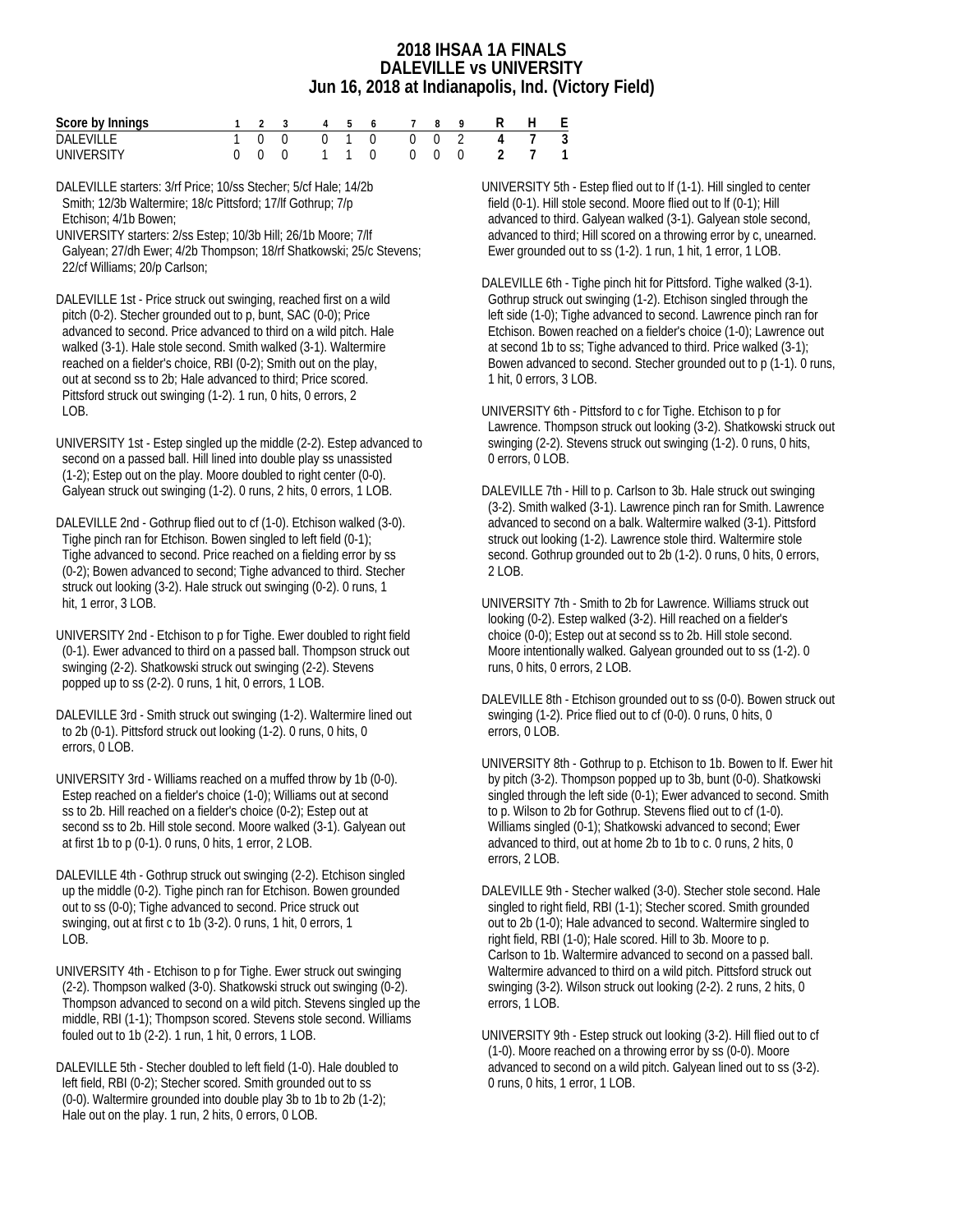# 2018 IHSAA 1A FINALS
# DALEVILLE vs UNIVERSITY
# Jun 16, 2018 at Indianapolis, Ind. (Victory Field)

| Score by Innings | 1 | 2 | 3 | 4 | 5 | 6 | 7 | 8 | 9 | R | H | E |
|---|---|---|---|---|---|---|---|---|---|---|---|---|
| DALEVILLE | 1 | 0 | 0 | 0 | 1 | 0 | 0 | 0 | 2 | 4 | 7 | 3 |
| UNIVERSITY | 0 | 0 | 0 | 1 | 1 | 0 | 0 | 0 | 0 | 2 | 7 | 1 |

DALEVILLE starters: 3/rf Price; 10/ss Stecher; 5/cf Hale; 14/2b Smith; 12/3b Waltermire; 18/c Pittsford; 17/lf Gothrup; 7/p Etchison; 4/1b Bowen;

UNIVERSITY starters: 2/ss Estep; 10/3b Hill; 26/1b Moore; 7/lf Galyean; 27/dh Ewer; 4/2b Thompson; 18/rf Shatkowski; 25/c Stevens; 22/cf Williams; 20/p Carlson;

DALEVILLE 1st - Price struck out swinging, reached first on a wild pitch (0-2). Stecher grounded out to p, bunt, SAC (0-0); Price advanced to second. Price advanced to third on a wild pitch. Hale walked (3-1). Hale stole second. Smith walked (3-1). Waltermire reached on a fielder's choice, RBI (0-2); Smith out on the play, out at second ss to 2b; Hale advanced to third; Price scored. Pittsford struck out swinging (1-2). 1 run, 0 hits, 0 errors, 2 LOB.

UNIVERSITY 1st - Estep singled up the middle (2-2). Estep advanced to second on a passed ball. Hill lined into double play ss unassisted (1-2); Estep out on the play. Moore doubled to right center (0-0). Galyean struck out swinging (1-2). 0 runs, 2 hits, 0 errors, 1 LOB.

DALEVILLE 2nd - Gothrup flied out to cf (1-0). Etchison walked (3-0). Tighe pinch ran for Etchison. Bowen singled to left field (0-1); Tighe advanced to second. Price reached on a fielding error by ss (0-2); Bowen advanced to second; Tighe advanced to third. Stecher struck out looking (3-2). Hale struck out swinging (0-2). 0 runs, 1 hit, 1 error, 3 LOB.

UNIVERSITY 2nd - Etchison to p for Tighe. Ewer doubled to right field (0-1). Ewer advanced to third on a passed ball. Thompson struck out swinging (2-2). Shatkowski struck out swinging (2-2). Stevens popped up to ss (2-2). 0 runs, 1 hit, 0 errors, 1 LOB.

DALEVILLE 3rd - Smith struck out swinging (1-2). Waltermire lined out to 2b (0-1). Pittsford struck out looking (1-2). 0 runs, 0 hits, 0 errors, 0 LOB.

UNIVERSITY 3rd - Williams reached on a muffed throw by 1b (0-0). Estep reached on a fielder's choice (1-0); Williams out at second ss to 2b. Hill reached on a fielder's choice (0-2); Estep out at second ss to 2b. Hill stole second. Moore walked (3-1). Galyean out at first 1b to p (0-1). 0 runs, 0 hits, 1 error, 2 LOB.

DALEVILLE 4th - Gothrup struck out swinging (2-2). Etchison singled up the middle (0-2). Tighe pinch ran for Etchison. Bowen grounded out to ss (0-0); Tighe advanced to second. Price struck out swinging, out at first c to 1b (3-2). 0 runs, 1 hit, 0 errors, 1 LOB.

UNIVERSITY 4th - Etchison to p for Tighe. Ewer struck out swinging (2-2). Thompson walked (3-0). Shatkowski struck out swinging (0-2). Thompson advanced to second on a wild pitch. Stevens singled up the middle, RBI (1-1); Thompson scored. Stevens stole second. Williams fouled out to 1b (2-2). 1 run, 1 hit, 0 errors, 1 LOB.

DALEVILLE 5th - Stecher doubled to left field (1-0). Hale doubled to left field, RBI (0-2); Stecher scored. Smith grounded out to ss (0-0). Waltermire grounded into double play 3b to 1b to 2b (1-2); Hale out on the play. 1 run, 2 hits, 0 errors, 0 LOB.

UNIVERSITY 5th - Estep flied out to lf (1-1). Hill singled to center field (0-1). Hill stole second. Moore flied out to lf (0-1); Hill advanced to third. Galyean walked (3-1). Galyean stole second, advanced to third; Hill scored on a throwing error by c, unearned. Ewer grounded out to ss (1-2). 1 run, 1 hit, 1 error, 1 LOB.

DALEVILLE 6th - Tighe pinch hit for Pittsford. Tighe walked (3-1). Gothrup struck out swinging (1-2). Etchison singled through the left side (1-0); Tighe advanced to second. Lawrence pinch ran for Etchison. Bowen reached on a fielder's choice (1-0); Lawrence out at second 1b to ss; Tighe advanced to third. Price walked (3-1); Bowen advanced to second. Stecher grounded out to p (1-1). 0 runs, 1 hit, 0 errors, 3 LOB.

UNIVERSITY 6th - Pittsford to c for Tighe. Etchison to p for Lawrence. Thompson struck out looking (3-2). Shatkowski struck out swinging (2-2). Stevens struck out swinging (1-2). 0 runs, 0 hits, 0 errors, 0 LOB.

DALEVILLE 7th - Hill to p. Carlson to 3b. Hale struck out swinging (3-2). Smith walked (3-1). Lawrence pinch ran for Smith. Lawrence advanced to second on a balk. Waltermire walked (3-1). Pittsford struck out looking (1-2). Lawrence stole third. Waltermire stole second. Gothrup grounded out to 2b (1-2). 0 runs, 0 hits, 0 errors, 2 LOB.

UNIVERSITY 7th - Smith to 2b for Lawrence. Williams struck out looking (0-2). Estep walked (3-2). Hill reached on a fielder's choice (0-0); Estep out at second ss to 2b. Hill stole second. Moore intentionally walked. Galyean grounded out to ss (1-2). 0 runs, 0 hits, 0 errors, 2 LOB.

DALEVILLE 8th - Etchison grounded out to ss (0-0). Bowen struck out swinging (1-2). Price flied out to cf (0-0). 0 runs, 0 hits, 0 errors, 0 LOB.

UNIVERSITY 8th - Gothrup to p. Etchison to 1b. Bowen to lf. Ewer hit by pitch (3-2). Thompson popped up to 3b, bunt (0-0). Shatkowski singled through the left side (0-1); Ewer advanced to second. Smith to p. Wilson to 2b for Gothrup. Stevens flied out to cf (1-0). Williams singled (0-1); Shatkowski advanced to second; Ewer advanced to third, out at home 2b to 1b to c. 0 runs, 2 hits, 0 errors, 2 LOB.

DALEVILLE 9th - Stecher walked (3-0). Stecher stole second. Hale singled to right field, RBI (1-1); Stecher scored. Smith grounded out to 2b (1-0); Hale advanced to second. Waltermire singled to right field, RBI (1-0); Hale scored. Hill to 3b. Moore to p. Carlson to 1b. Waltermire advanced to second on a passed ball. Waltermire advanced to third on a wild pitch. Pittsford struck out swinging (3-2). Wilson struck out looking (2-2). 2 runs, 2 hits, 0 errors, 1 LOB.

UNIVERSITY 9th - Estep struck out looking (3-2). Hill flied out to cf (1-0). Moore reached on a throwing error by ss (0-0). Moore advanced to second on a wild pitch. Galyean lined out to ss (3-2). 0 runs, 0 hits, 1 error, 1 LOB.